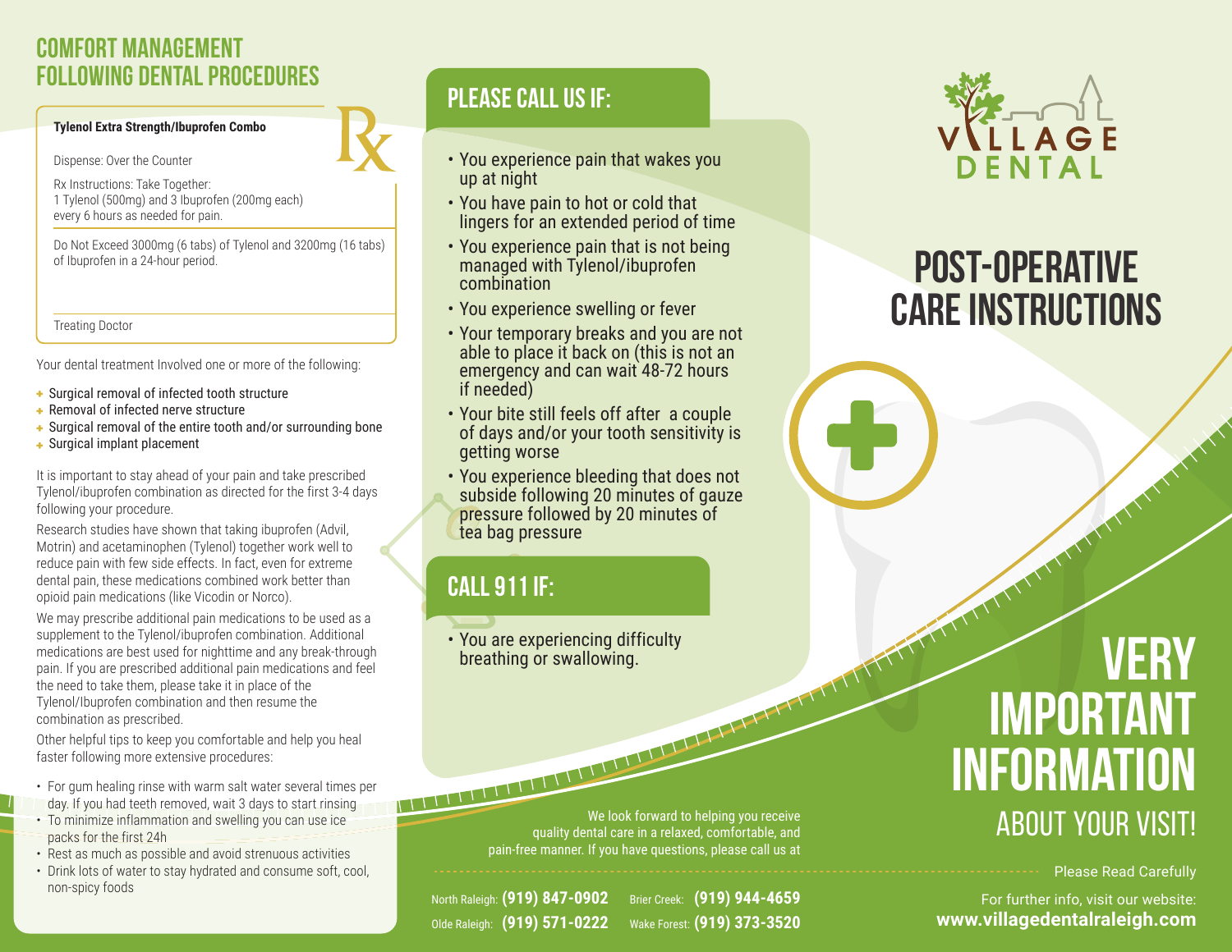# COMFORT MANAGEMENT FOLLOWING DENTAL PROCEDURES

**Tylenol Extra Strength/Ibuprofen Combo**

Dispense: Over the Counter

Rx Instructions: Take Together:
1 Tylenol (500mg) and 3 Ibuprofen (200mg each) every 6 hours as needed for pain.

Do Not Exceed 3000mg (6 tabs) of Tylenol and 3200mg (16 tabs) of Ibuprofen in a 24-hour period.

Treating Doctor

Your dental treatment Involved one or more of the following:

- Surgical removal of infected tooth structure
- Removal of infected nerve structure
- Surgical removal of the entire tooth and/or surrounding bone
- Surgical implant placement

It is important to stay ahead of your pain and take prescribed Tylenol/ibuprofen combination as directed for the first 3-4 days following your procedure.

Research studies have shown that taking ibuprofen (Advil, Motrin) and acetaminophen (Tylenol) together work well to reduce pain with few side effects. In fact, even for extreme dental pain, these medications combined work better than opioid pain medications (like Vicodin or Norco).

We may prescribe additional pain medications to be used as a supplement to the Tylenol/ibuprofen combination. Additional medications are best used for nighttime and any break-through pain. If you are prescribed additional pain medications and feel the need to take them, please take it in place of the Tylenol/Ibuprofen combination and then resume the combination as prescribed.

Other helpful tips to keep you comfortable and help you heal faster following more extensive procedures:

- For gum healing rinse with warm salt water several times per day. If you had teeth removed, wait 3 days to start rinsing
- To minimize inflammation and swelling you can use ice packs for the first 24h
- Rest as much as possible and avoid strenuous activities
- Drink lots of water to stay hydrated and consume soft, cool, non-spicy foods

## PLEASE CALL US IF:

- You experience pain that wakes you up at night
- You have pain to hot or cold that lingers for an extended period of time
- You experience pain that is not being managed with Tylenol/ibuprofen combination
- You experience swelling or fever
- Your temporary breaks and you are not able to place it back on (this is not an emergency and can wait 48-72 hours if needed)
- Your bite still feels off after a couple of days and/or your tooth sensitivity is getting worse
- You experience bleeding that does not subside following 20 minutes of gauze pressure followed by 20 minutes of tea bag pressure

## CALL 911 IF:

- You are experiencing difficulty breathing or swallowing.

We look forward to helping you receive quality dental care in a relaxed, comfortable, and pain-free manner. If you have questions, please call us at

North Raleigh: **(919) 847-0902** Brier Creek: **(919) 944-4659**
Olde Raleigh: **(919) 571-0222** Wake Forest: **(919) 373-3520**

VILLAGE DENTAL

# POST-OPERATIVE CARE INSTRUCTIONS

# VERY IMPORTANT INFORMATION

## ABOUT YOUR VISIT!

Please Read Carefully

For further info, visit our website:
**www.villagedentalraleigh.com**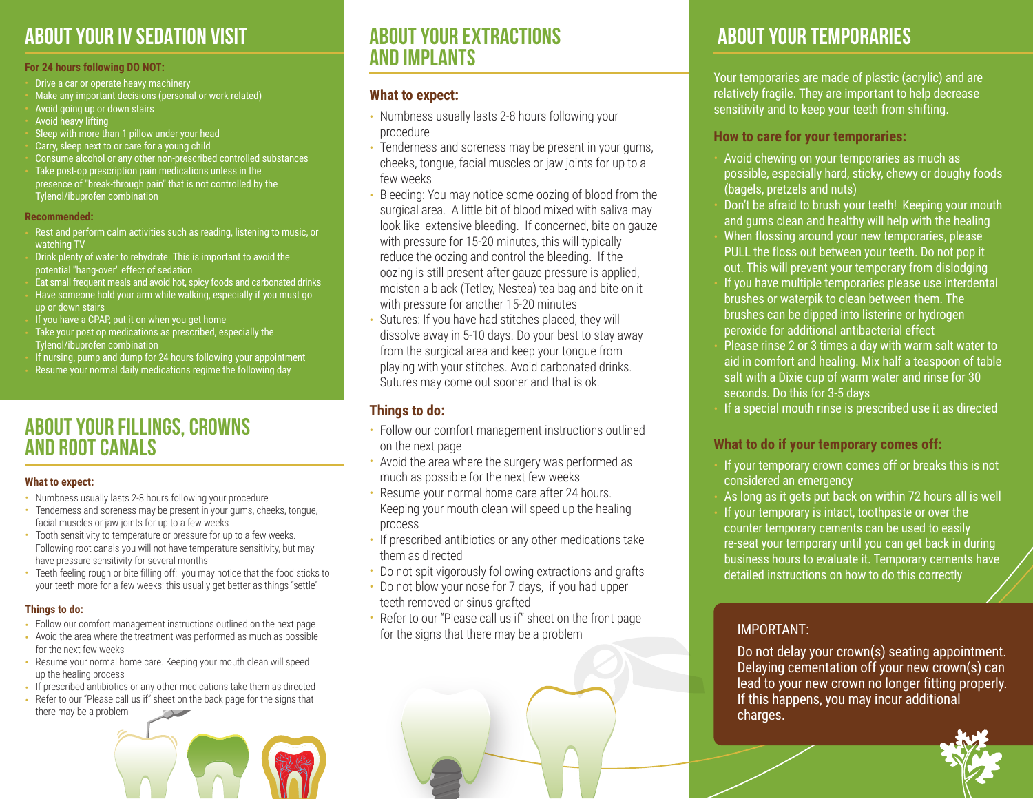# ABOUT YOUR IV SEDATION VISIT

**For 24 hours following DO NOT:**

- Drive a car or operate heavy machinery
- Make any important decisions (personal or work related)
- Avoid going up or down stairs
- Avoid heavy lifting
- Sleep with more than 1 pillow under your head
- Carry, sleep next to or care for a young child
- Consume alcohol or any other non-prescribed controlled substances
- Take post-op prescription pain medications unless in the presence of "break-through pain" that is not controlled by the Tylenol/ibuprofen combination

**Recommended:**

- Rest and perform calm activities such as reading, listening to music, or watching TV
- Drink plenty of water to rehydrate. This is important to avoid the potential "hang-over" effect of sedation
- Eat small frequent meals and avoid hot, spicy foods and carbonated drinks
- Have someone hold your arm while walking, especially if you must go up or down stairs
- If you have a CPAP, put it on when you get home
- Take your post op medications as prescribed, especially the Tylenol/ibuprofen combination
- If nursing, pump and dump for 24 hours following your appointment
- Resume your normal daily medications regime the following day

# ABOUT YOUR FILLINGS, CROWNS AND ROOT CANALS

### What to expect:

- Numbness usually lasts 2-8 hours following your procedure
- Tenderness and soreness may be present in your gums, cheeks, tongue, facial muscles or jaw joints for up to a few weeks
- Tooth sensitivity to temperature or pressure for up to a few weeks. Following root canals you will not have temperature sensitivity, but may have pressure sensitivity for several months
- Teeth feeling rough or bite filling off: you may notice that the food sticks to your teeth more for a few weeks; this usually get better as things "settle"

### Things to do:

- Follow our comfort management instructions outlined on the next page
- Avoid the area where the treatment was performed as much as possible for the next few weeks
- Resume your normal home care. Keeping your mouth clean will speed up the healing process
- If prescribed antibiotics or any other medications take them as directed
- Refer to our "Please call us if" sheet on the back page for the signs that there may be a problem

# ABOUT YOUR EXTRACTIONS AND IMPLANTS

### What to expect:

- Numbness usually lasts 2-8 hours following your procedure
- Tenderness and soreness may be present in your gums, cheeks, tongue, facial muscles or jaw joints for up to a few weeks
- Bleeding: You may notice some oozing of blood from the surgical area. A little bit of blood mixed with saliva may look like extensive bleeding. If concerned, bite on gauze with pressure for 15-20 minutes, this will typically reduce the oozing and control the bleeding. If the oozing is still present after gauze pressure is applied, moisten a black (Tetley, Nestea) tea bag and bite on it with pressure for another 15-20 minutes
- Sutures: If you have had stitches placed, they will dissolve away in 5-10 days. Do your best to stay away from the surgical area and keep your tongue from playing with your stitches. Avoid carbonated drinks. Sutures may come out sooner and that is ok.

### Things to do:

- Follow our comfort management instructions outlined on the next page
- Avoid the area where the surgery was performed as much as possible for the next few weeks
- Resume your normal home care after 24 hours. Keeping your mouth clean will speed up the healing process
- If prescribed antibiotics or any other medications take them as directed
- Do not spit vigorously following extractions and grafts
- Do not blow your nose for 7 days, if you had upper teeth removed or sinus grafted
- Refer to our "Please call us if" sheet on the front page for the signs that there may be a problem

# ABOUT YOUR TEMPORARIES

Your temporaries are made of plastic (acrylic) and are relatively fragile. They are important to help decrease sensitivity and to keep your teeth from shifting.

### How to care for your temporaries:

- Avoid chewing on your temporaries as much as possible, especially hard, sticky, chewy or doughy foods (bagels, pretzels and nuts)
- Don't be afraid to brush your teeth! Keeping your mouth and gums clean and healthy will help with the healing
- When flossing around your new temporaries, please PULL the floss out between your teeth. Do not pop it out. This will prevent your temporary from dislodging
- If you have multiple temporaries please use interdental brushes or waterpik to clean between them. The brushes can be dipped into listerine or hydrogen peroxide for additional antibacterial effect
- Please rinse 2 or 3 times a day with warm salt water to aid in comfort and healing. Mix half a teaspoon of table salt with a Dixie cup of warm water and rinse for 30 seconds. Do this for 3-5 days
- If a special mouth rinse is prescribed use it as directed

### What to do if your temporary comes off:

- If your temporary crown comes off or breaks this is not considered an emergency
- As long as it gets put back on within 72 hours all is well
- If your temporary is intact, toothpaste or over the counter temporary cements can be used to easily re-seat your temporary until you can get back in during business hours to evaluate it. Temporary cements have detailed instructions on how to do this correctly

IMPORTANT:

Do not delay your crown(s) seating appointment. Delaying cementation off your new crown(s) can lead to your new crown no longer fitting properly. If this happens, you may incur additional charges.